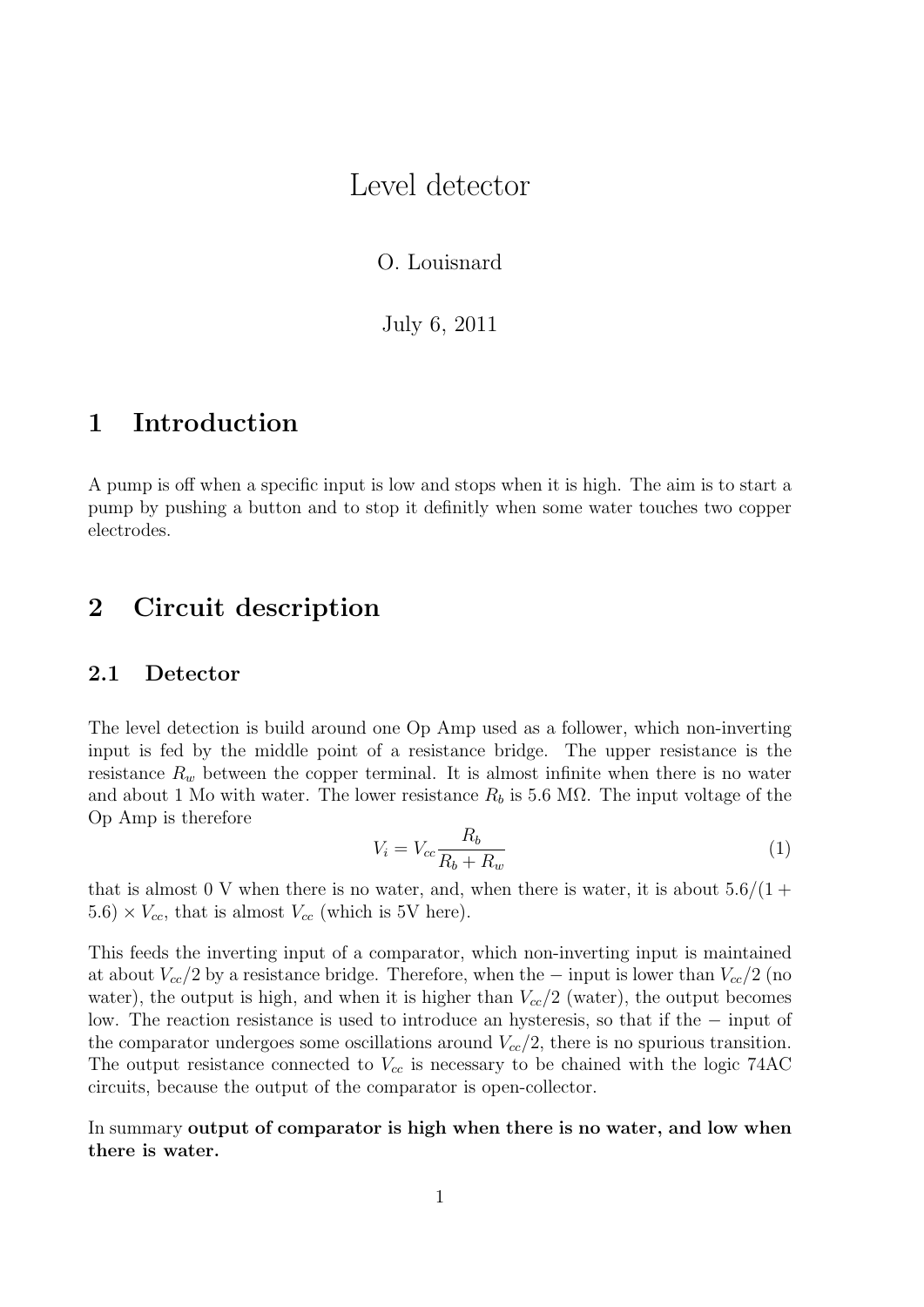# Level detector

O. Louisnard

July 6, 2011

## 1 Introduction

A pump is off when a specific input is low and stops when it is high. The aim is to start a pump by pushing a button and to stop it definitly when some water touches two copper electrodes.

## 2 Circuit description

### 2.1 Detector

The level detection is build around one Op Amp used as a follower, which non-inverting input is fed by the middle point of a resistance bridge. The upper resistance is the resistance $R_w$ between the copper terminal. It is almost infinite when there is no water and about 1 Mo with water. The lower resistance $R_b$ is 5.6 MΩ. The input voltage of the Op Amp is therefore

$$V_i = V_{cc} \frac{R_b}{R_b + R_w} \tag{1}$$

that is almost 0 V when there is no water, and, when there is water, it is about $5.6/(1 + 5.6) \times V_{cc}$, that is almost $V_{cc}$ (which is 5V here).

This feeds the inverting input of a comparator, which non-inverting input is maintained at about $V_{cc}/2$ by a resistance bridge. Therefore, when the $-$ input is lower than $V_{cc}/2$ (no water), the output is high, and when it is higher than $V_{cc}/2$ (water), the output becomes low. The reaction resistance is used to introduce an hysteresis, so that if the $-$ input of the comparator undergoes some oscillations around $V_{cc}/2$, there is no spurious transition. The output resistance connected to $V_{cc}$ is necessary to be chained with the logic 74AC circuits, because the output of the comparator is open-collector.

In summary **output of comparator is high when there is no water, and low when there is water.**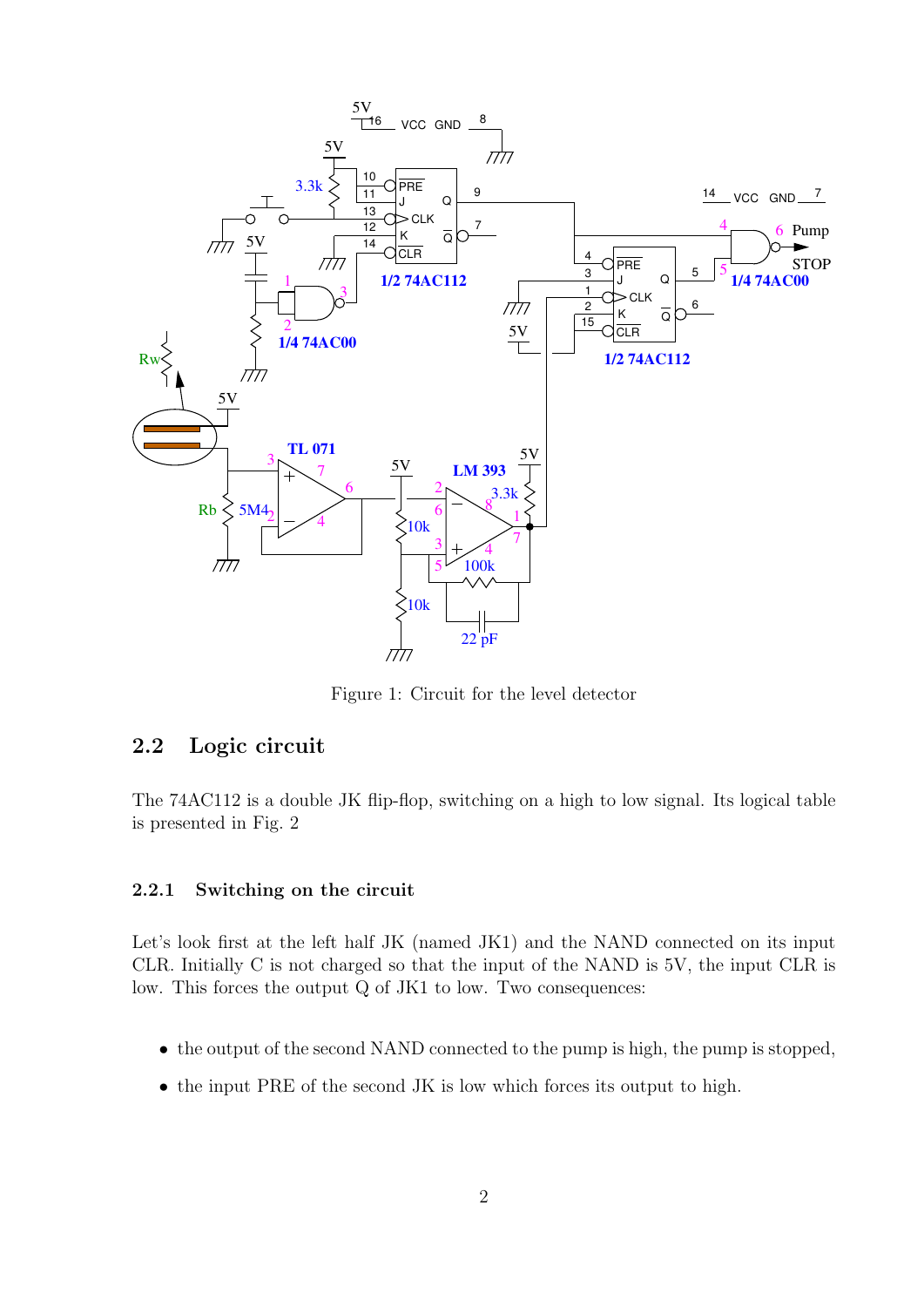Figure 1: Circuit for the level detector

## 2.2 Logic circuit

The 74AC112 is a double JK flip-flop, switching on a high to low signal. Its logical table is presented in Fig. 2

### 2.2.1 Switching on the circuit

Let's look first at the left half JK (named JK1) and the NAND connected on its input CLR. Initially C is not charged so that the input of the NAND is 5V, the input CLR is low. This forces the output Q of JK1 to low. Two consequences:

- the output of the second NAND connected to the pump is high, the pump is stopped,
- the input PRE of the second JK is low which forces its output to high.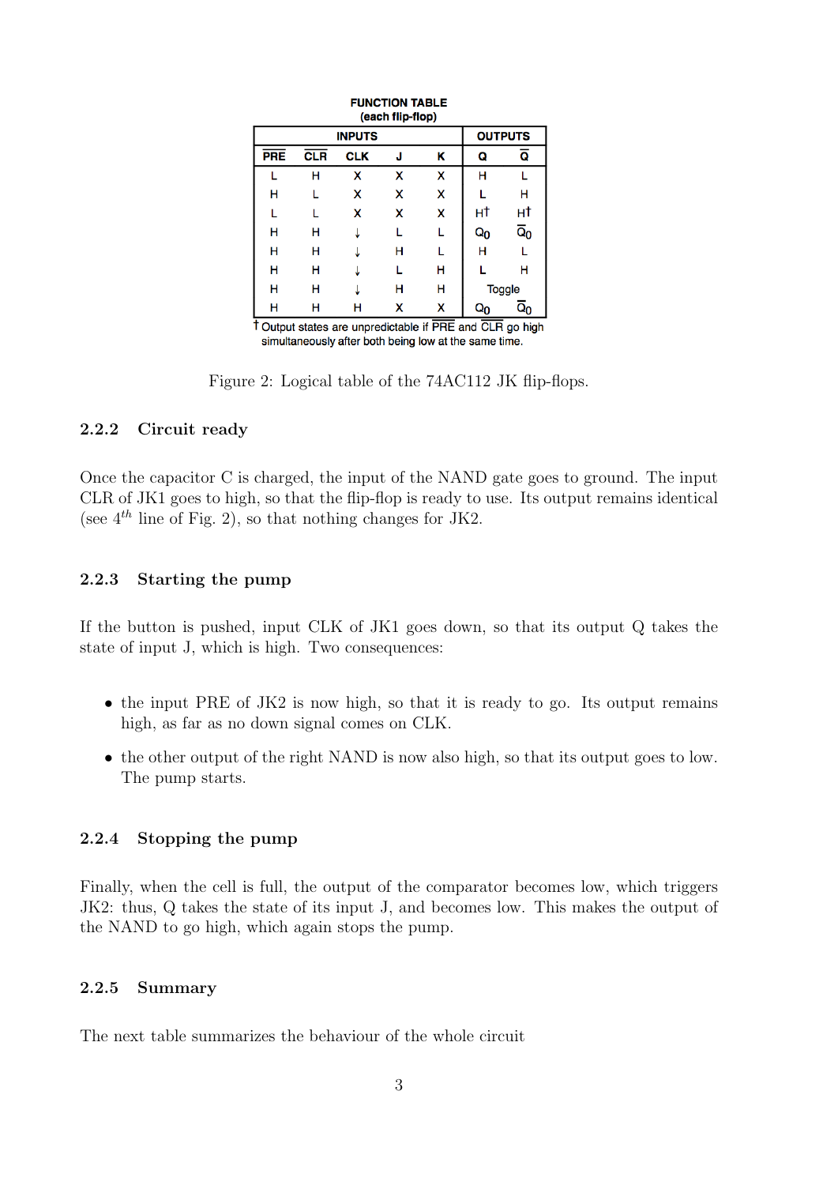**FUNCTION TABLE**
**(each flip-flop)**

| INPUTS | | | | | OUTPUTS | |
|---|---|---|---|---|---|---|
| $\overline{PRE}$ | $\overline{CLR}$ | CLK | J | K | Q | $\overline{Q}$ |
| L | H | X | X | X | H | L |
| H | L | X | X | X | L | H |
| L | L | X | X | X | H† | H† |
| H | H | ↓ | L | L | $Q_0$ | $\overline{Q}_0$ |
| H | H | ↓ | H | L | H | L |
| H | H | ↓ | L | H | L | H |
| H | H | ↓ | H | H | Toggle | |
| H | H | H | X | X | $Q_0$ | $\overline{Q}_0$ |

† Output states are unpredictable if $\overline{PRE}$ and $\overline{CLR}$ go high simultaneously after both being low at the same time.

Figure 2: Logical table of the 74AC112 JK flip-flops.

### 2.2.2 Circuit ready

Once the capacitor C is charged, the input of the NAND gate goes to ground. The input CLR of JK1 goes to high, so that the flip-flop is ready to use. Its output remains identical (see $4^{th}$ line of Fig. 2), so that nothing changes for JK2.

### 2.2.3 Starting the pump

If the button is pushed, input CLK of JK1 goes down, so that its output Q takes the state of input J, which is high. Two consequences:

- the input PRE of JK2 is now high, so that it is ready to go. Its output remains high, as far as no down signal comes on CLK.
- the other output of the right NAND is now also high, so that its output goes to low. The pump starts.

### 2.2.4 Stopping the pump

Finally, when the cell is full, the output of the comparator becomes low, which triggers JK2: thus, Q takes the state of its input J, and becomes low. This makes the output of the NAND to go high, which again stops the pump.

### 2.2.5 Summary

The next table summarizes the behaviour of the whole circuit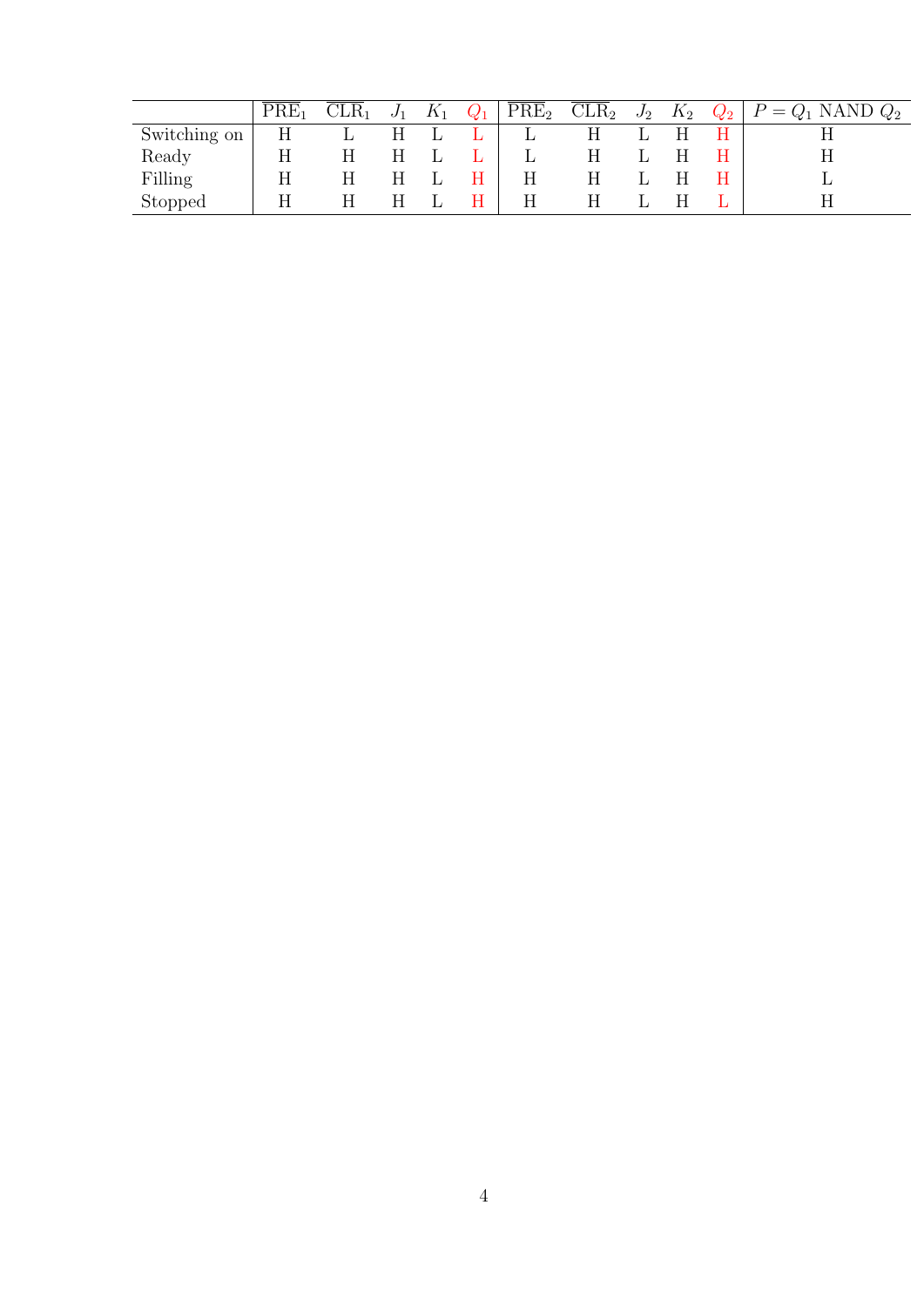| | $\overline{\mathrm{PRE}}_1$ | $\overline{\mathrm{CLR}}_1$ | $J_1$ | $K_1$ | $Q_1$ | $\overline{\mathrm{PRE}}_2$ | $\overline{\mathrm{CLR}}_2$ | $J_2$ | $K_2$ | $Q_2$ | $P = Q_1$ NAND $Q_2$ |
|---|---|---|---|---|---|---|---|---|---|---|---|
| Switching on | H | L | H | L | L | L | H | L | H | H | H |
| Ready | H | H | H | L | L | L | H | L | H | H | H |
| Filling | H | H | H | L | H | H | H | L | H | H | L |
| Stopped | H | H | H | L | H | H | H | L | H | L | H |